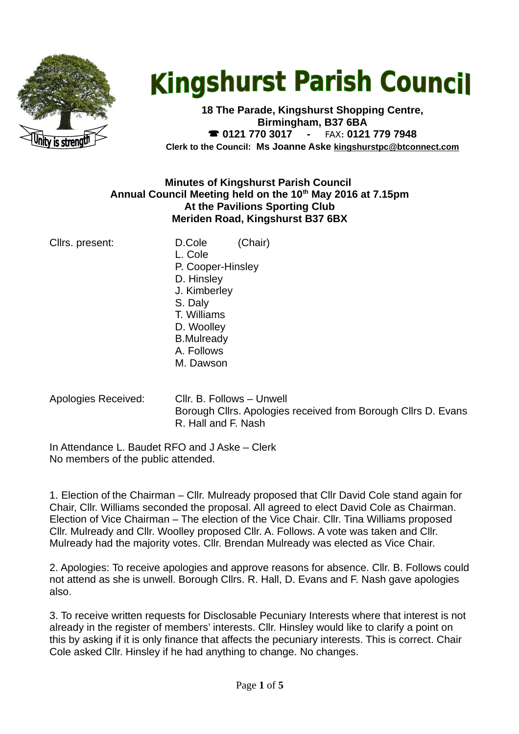# Kingshurst Parish Council

**18 The Parade, Kingshurst Shopping Centre,**
**Birmingham, B37 6BA**
**☎ 0121 770 3017 - FAX: 0121 779 7948**
**Clerk to the Council: Ms Joanne Aske kingshurstpc@btconnect.com**

**Minutes of Kingshurst Parish Council**
**Annual Council Meeting held on the 10th May 2016 at 7.15pm**
**At the Pavilions Sporting Club**
**Meriden Road, Kingshurst B37 6BX**

Cllrs. present: D.Cole (Chair)
L. Cole
P. Cooper-Hinsley
D. Hinsley
J. Kimberley
S. Daly
T. Williams
D. Woolley
B.Mulready
A. Follows
M. Dawson

Apologies Received: Cllr. B. Follows – Unwell
Borough Cllrs. Apologies received from Borough Cllrs D. Evans R. Hall and F. Nash

In Attendance L. Baudet RFO and J Aske – Clerk
No members of the public attended.

1. Election of the Chairman – Cllr. Mulready proposed that Cllr David Cole stand again for Chair, Cllr. Williams seconded the proposal. All agreed to elect David Cole as Chairman. Election of Vice Chairman – The election of the Vice Chair. Cllr. Tina Williams proposed Cllr. Mulready and Cllr. Woolley proposed Cllr. A. Follows. A vote was taken and Cllr. Mulready had the majority votes. Cllr. Brendan Mulready was elected as Vice Chair.

2. Apologies: To receive apologies and approve reasons for absence. Cllr. B. Follows could not attend as she is unwell. Borough Cllrs. R. Hall, D. Evans and F. Nash gave apologies also.

3. To receive written requests for Disclosable Pecuniary Interests where that interest is not already in the register of members' interests. Cllr. Hinsley would like to clarify a point on this by asking if it is only finance that affects the pecuniary interests. This is correct. Chair Cole asked Cllr. Hinsley if he had anything to change. No changes.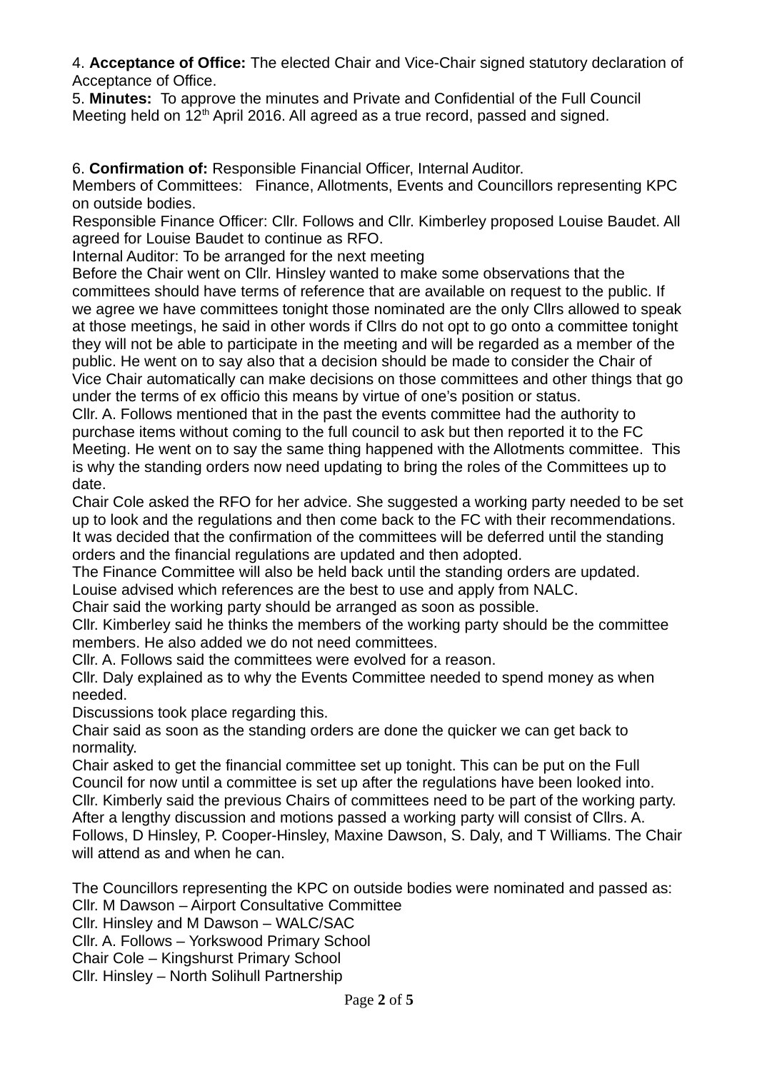4. **Acceptance of Office:** The elected Chair and Vice-Chair signed statutory declaration of Acceptance of Office.

5. **Minutes:** To approve the minutes and Private and Confidential of the Full Council Meeting held on 12th April 2016. All agreed as a true record, passed and signed.

6. **Confirmation of:** Responsible Financial Officer, Internal Auditor.

Members of Committees: Finance, Allotments, Events and Councillors representing KPC on outside bodies.

Responsible Finance Officer: Cllr. Follows and Cllr. Kimberley proposed Louise Baudet. All agreed for Louise Baudet to continue as RFO.

Internal Auditor: To be arranged for the next meeting

Before the Chair went on Cllr. Hinsley wanted to make some observations that the committees should have terms of reference that are available on request to the public. If we agree we have committees tonight those nominated are the only Cllrs allowed to speak at those meetings, he said in other words if Cllrs do not opt to go onto a committee tonight they will not be able to participate in the meeting and will be regarded as a member of the public. He went on to say also that a decision should be made to consider the Chair of Vice Chair automatically can make decisions on those committees and other things that go under the terms of ex officio this means by virtue of one's position or status.

Cllr. A. Follows mentioned that in the past the events committee had the authority to purchase items without coming to the full council to ask but then reported it to the FC Meeting. He went on to say the same thing happened with the Allotments committee. This is why the standing orders now need updating to bring the roles of the Committees up to date.

Chair Cole asked the RFO for her advice. She suggested a working party needed to be set up to look and the regulations and then come back to the FC with their recommendations. It was decided that the confirmation of the committees will be deferred until the standing orders and the financial regulations are updated and then adopted.

The Finance Committee will also be held back until the standing orders are updated.

Louise advised which references are the best to use and apply from NALC.

Chair said the working party should be arranged as soon as possible.

Cllr. Kimberley said he thinks the members of the working party should be the committee members. He also added we do not need committees.

Cllr. A. Follows said the committees were evolved for a reason.

Cllr. Daly explained as to why the Events Committee needed to spend money as when needed.

Discussions took place regarding this.

Chair said as soon as the standing orders are done the quicker we can get back to normality.

Chair asked to get the financial committee set up tonight. This can be put on the Full Council for now until a committee is set up after the regulations have been looked into.

Cllr. Kimberly said the previous Chairs of committees need to be part of the working party.

After a lengthy discussion and motions passed a working party will consist of Cllrs. A. Follows, D Hinsley, P. Cooper-Hinsley, Maxine Dawson, S. Daly, and T Williams. The Chair will attend as and when he can.

The Councillors representing the KPC on outside bodies were nominated and passed as:

Cllr. M Dawson – Airport Consultative Committee
Cllr. Hinsley and M Dawson – WALC/SAC
Cllr. A. Follows – Yorkswood Primary School
Chair Cole – Kingshurst Primary School
Cllr. Hinsley – North Solihull Partnership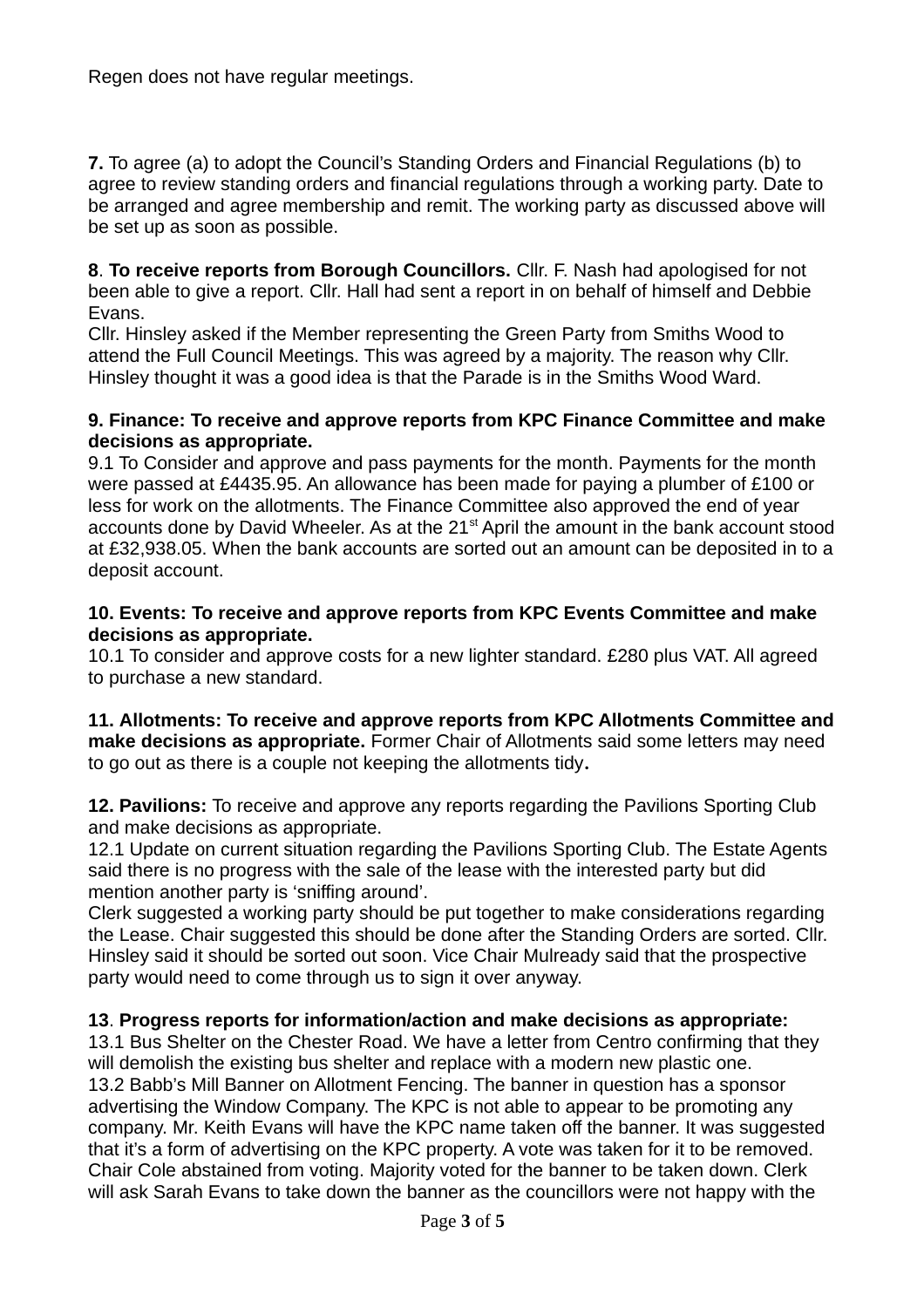Regen does not have regular meetings.

**7.** To agree (a) to adopt the Council's Standing Orders and Financial Regulations (b) to agree to review standing orders and financial regulations through a working party. Date to be arranged and agree membership and remit. The working party as discussed above will be set up as soon as possible.

**8**. **To receive reports from Borough Councillors.** Cllr. F. Nash had apologised for not been able to give a report. Cllr. Hall had sent a report in on behalf of himself and Debbie Evans.
Cllr. Hinsley asked if the Member representing the Green Party from Smiths Wood to attend the Full Council Meetings. This was agreed by a majority. The reason why Cllr. Hinsley thought it was a good idea is that the Parade is in the Smiths Wood Ward.

**9. Finance: To receive and approve reports from KPC Finance Committee and make decisions as appropriate.**
9.1 To Consider and approve and pass payments for the month. Payments for the month were passed at £4435.95. An allowance has been made for paying a plumber of £100 or less for work on the allotments. The Finance Committee also approved the end of year accounts done by David Wheeler. As at the 21st April the amount in the bank account stood at £32,938.05. When the bank accounts are sorted out an amount can be deposited in to a deposit account.

**10. Events: To receive and approve reports from KPC Events Committee and make decisions as appropriate.**
10.1 To consider and approve costs for a new lighter standard. £280 plus VAT. All agreed to purchase a new standard.

**11. Allotments: To receive and approve reports from KPC Allotments Committee and make decisions as appropriate.** Former Chair of Allotments said some letters may need to go out as there is a couple not keeping the allotments tidy**.**

**12. Pavilions:** To receive and approve any reports regarding the Pavilions Sporting Club and make decisions as appropriate.
12.1 Update on current situation regarding the Pavilions Sporting Club. The Estate Agents said there is no progress with the sale of the lease with the interested party but did mention another party is 'sniffing around'.
Clerk suggested a working party should be put together to make considerations regarding the Lease. Chair suggested this should be done after the Standing Orders are sorted. Cllr. Hinsley said it should be sorted out soon. Vice Chair Mulready said that the prospective party would need to come through us to sign it over anyway.

**13**. **Progress reports for information/action and make decisions as appropriate:**
13.1 Bus Shelter on the Chester Road. We have a letter from Centro confirming that they will demolish the existing bus shelter and replace with a modern new plastic one.
13.2 Babb's Mill Banner on Allotment Fencing. The banner in question has a sponsor advertising the Window Company. The KPC is not able to appear to be promoting any company. Mr. Keith Evans will have the KPC name taken off the banner. It was suggested that it's a form of advertising on the KPC property. A vote was taken for it to be removed. Chair Cole abstained from voting. Majority voted for the banner to be taken down. Clerk will ask Sarah Evans to take down the banner as the councillors were not happy with the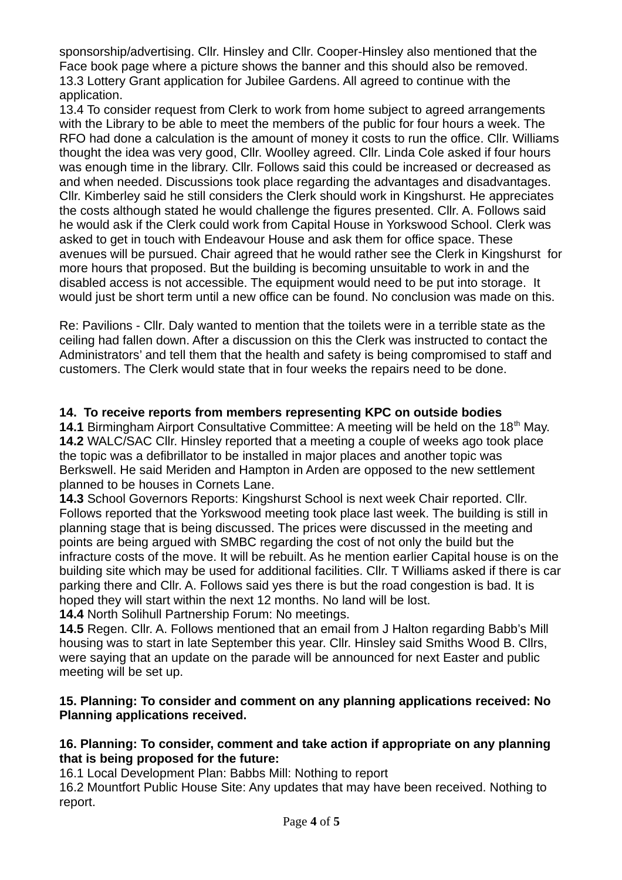sponsorship/advertising. Cllr. Hinsley and Cllr. Cooper-Hinsley also mentioned that the Face book page where a picture shows the banner and this should also be removed.
13.3 Lottery Grant application for Jubilee Gardens. All agreed to continue with the application.
13.4 To consider request from Clerk to work from home subject to agreed arrangements with the Library to be able to meet the members of the public for four hours a week. The RFO had done a calculation is the amount of money it costs to run the office. Cllr. Williams thought the idea was very good, Cllr. Woolley agreed. Cllr. Linda Cole asked if four hours was enough time in the library. Cllr. Follows said this could be increased or decreased as and when needed. Discussions took place regarding the advantages and disadvantages. Cllr. Kimberley said he still considers the Clerk should work in Kingshurst. He appreciates the costs although stated he would challenge the figures presented. Cllr. A. Follows said he would ask if the Clerk could work from Capital House in Yorkswood School. Clerk was asked to get in touch with Endeavour House and ask them for office space. These avenues will be pursued. Chair agreed that he would rather see the Clerk in Kingshurst for more hours that proposed. But the building is becoming unsuitable to work in and the disabled access is not accessible. The equipment would need to be put into storage. It would just be short term until a new office can be found. No conclusion was made on this.

Re: Pavilions - Cllr. Daly wanted to mention that the toilets were in a terrible state as the ceiling had fallen down. After a discussion on this the Clerk was instructed to contact the Administrators' and tell them that the health and safety is being compromised to staff and customers. The Clerk would state that in four weeks the repairs need to be done.

**14. To receive reports from members representing KPC on outside bodies**
**14.1** Birmingham Airport Consultative Committee: A meeting will be held on the 18th May.
**14.2** WALC/SAC Cllr. Hinsley reported that a meeting a couple of weeks ago took place the topic was a defibrillator to be installed in major places and another topic was Berkswell. He said Meriden and Hampton in Arden are opposed to the new settlement planned to be houses in Cornets Lane.
**14.3** School Governors Reports: Kingshurst School is next week Chair reported. Cllr. Follows reported that the Yorkswood meeting took place last week. The building is still in planning stage that is being discussed. The prices were discussed in the meeting and points are being argued with SMBC regarding the cost of not only the build but the infracture costs of the move. It will be rebuilt. As he mention earlier Capital house is on the building site which may be used for additional facilities. Cllr. T Williams asked if there is car parking there and Cllr. A. Follows said yes there is but the road congestion is bad. It is hoped they will start within the next 12 months. No land will be lost.
**14.4** North Solihull Partnership Forum: No meetings.
**14.5** Regen. Cllr. A. Follows mentioned that an email from J Halton regarding Babb's Mill housing was to start in late September this year. Cllr. Hinsley said Smiths Wood B. Cllrs, were saying that an update on the parade will be announced for next Easter and public meeting will be set up.

**15. Planning: To consider and comment on any planning applications received: No Planning applications received.**

**16. Planning: To consider, comment and take action if appropriate on any planning that is being proposed for the future:**
16.1 Local Development Plan: Babbs Mill: Nothing to report
16.2 Mountfort Public House Site: Any updates that may have been received. Nothing to report.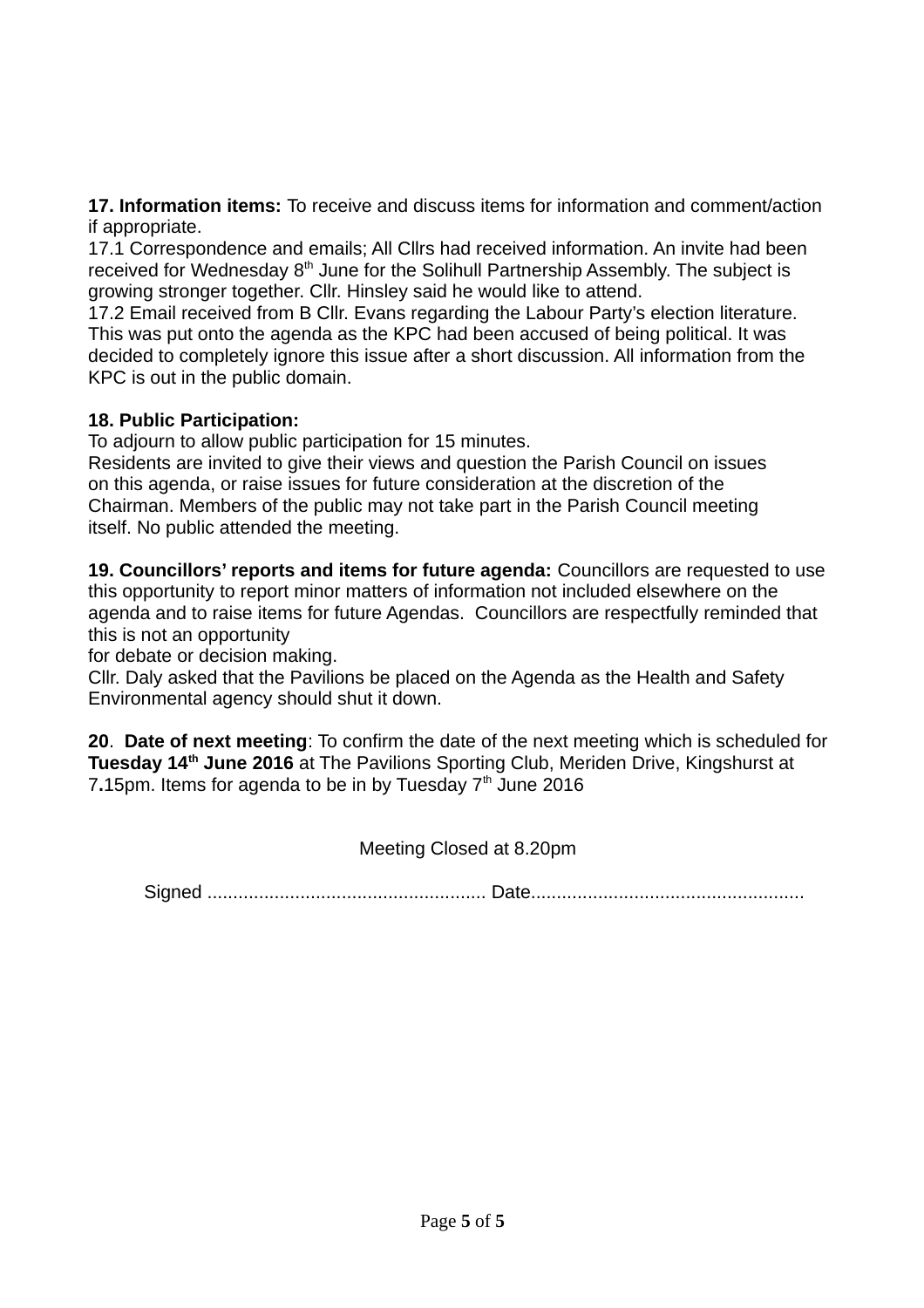**17. Information items:** To receive and discuss items for information and comment/action if appropriate.

17.1 Correspondence and emails; All Cllrs had received information. An invite had been received for Wednesday 8th June for the Solihull Partnership Assembly. The subject is growing stronger together. Cllr. Hinsley said he would like to attend.

17.2 Email received from B Cllr. Evans regarding the Labour Party's election literature. This was put onto the agenda as the KPC had been accused of being political. It was decided to completely ignore this issue after a short discussion. All information from the KPC is out in the public domain.

**18. Public Participation:**

To adjourn to allow public participation for 15 minutes.

Residents are invited to give their views and question the Parish Council on issues on this agenda, or raise issues for future consideration at the discretion of the Chairman. Members of the public may not take part in the Parish Council meeting itself. No public attended the meeting.

**19. Councillors' reports and items for future agenda:** Councillors are requested to use this opportunity to report minor matters of information not included elsewhere on the agenda and to raise items for future Agendas. Councillors are respectfully reminded that this is not an opportunity for debate or decision making.

Cllr. Daly asked that the Pavilions be placed on the Agenda as the Health and Safety Environmental agency should shut it down.

**20**. **Date of next meeting**: To confirm the date of the next meeting which is scheduled for **Tuesday 14th June 2016** at The Pavilions Sporting Club, Meriden Drive, Kingshurst at 7**.**15pm. Items for agenda to be in by Tuesday 7th June 2016

Meeting Closed at 8.20pm

Signed ..................................................... Date....................................................